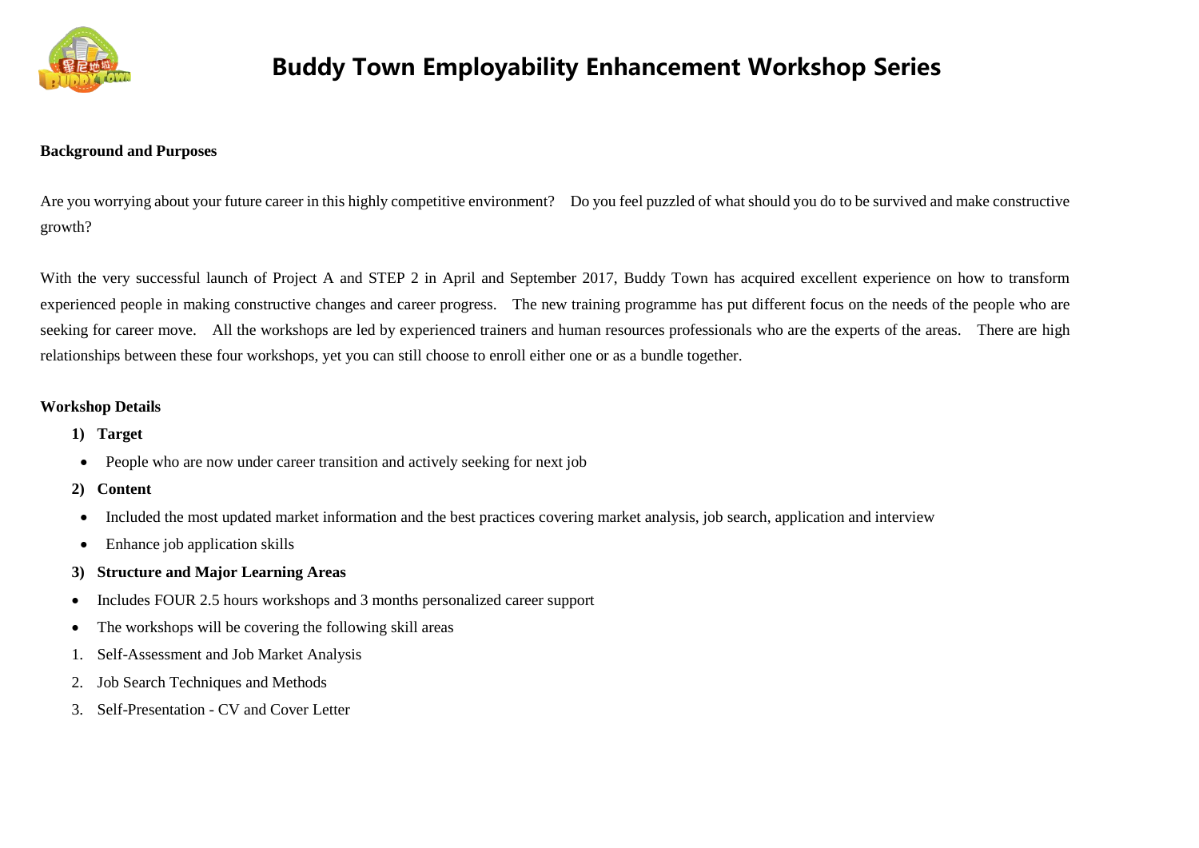# Buddy Town Employability Enhancement Workshop Series

**Background and Purposes**

Are you worrying about your future career in this highly competitive environment? Do you feel puzzled of what should you do to be survived and make constructive growth?

With the very successful launch of Project A and STEP 2 in April and September 2017, Buddy Town has acquired excellent experience on how to transform experienced people in making constructive changes and career progress. The new training programme has put different focus on the needs of the people who are seeking for career move. All the workshops are led by experienced trainers and human resources professionals who are the experts of the areas. There are high relationships between these four workshops, yet you can still choose to enroll either one or as a bundle together.

**Workshop Details**

**1) Target**

- People who are now under career transition and actively seeking for next job

**2) Content**

- Included the most updated market information and the best practices covering market analysis, job search, application and interview
- Enhance job application skills

**3) Structure and Major Learning Areas**

- Includes FOUR 2.5 hours workshops and 3 months personalized career support
- The workshops will be covering the following skill areas

1. Self-Assessment and Job Market Analysis
2. Job Search Techniques and Methods
3. Self-Presentation - CV and Cover Letter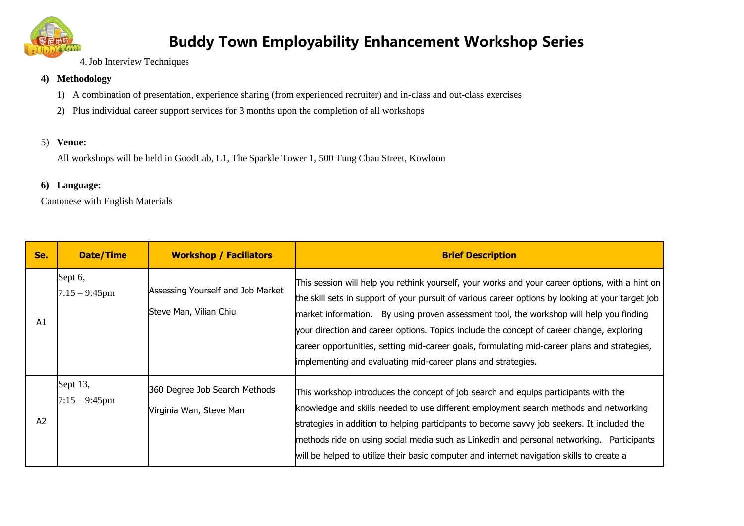4. Job Interview Techniques

**4) Methodology**

1) A combination of presentation, experience sharing (from experienced recruiter) and in-class and out-class exercises
2) Plus individual career support services for 3 months upon the completion of all workshops

5) **Venue:**

All workshops will be held in GoodLab, L1, The Sparkle Tower 1, 500 Tung Chau Street, Kowloon

**6) Language:**

Cantonese with English Materials

| Se. | Date/Time | Workshop / Faciliators | Brief Description |
|---|---|---|---|
| A1 | Sept 6, 7:15 – 9:45pm | Assessing Yourself and Job Market<br>Steve Man, Vilian Chiu | This session will help you rethink yourself, your works and your career options, with a hint on the skill sets in support of your pursuit of various career options by looking at your target job market information. By using proven assessment tool, the workshop will help you finding your direction and career options. Topics include the concept of career change, exploring career opportunities, setting mid-career goals, formulating mid-career plans and strategies, implementing and evaluating mid-career plans and strategies. |
| A2 | Sept 13, 7:15 – 9:45pm | 360 Degree Job Search Methods<br>Virginia Wan, Steve Man | This workshop introduces the concept of job search and equips participants with the knowledge and skills needed to use different employment search methods and networking strategies in addition to helping participants to become savvy job seekers. It included the methods ride on using social media such as Linkedin and personal networking. Participants will be helped to utilize their basic computer and internet navigation skills to create a |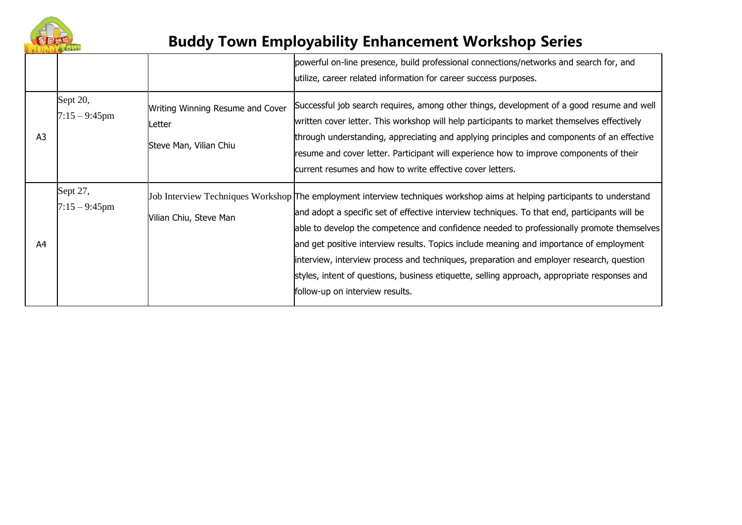# Buddy Town Employability Enhancement Workshop Series

| | | | |
|---|---|---|---|
| | | | powerful on-line presence, build professional connections/networks and search for, and utilize, career related information for career success purposes. |
| A3 | Sept 20, 7:15 – 9:45pm | Writing Winning Resume and Cover Letter<br>Steve Man, Vilian Chiu | Successful job search requires, among other things, development of a good resume and well written cover letter. This workshop will help participants to market themselves effectively through understanding, appreciating and applying principles and components of an effective resume and cover letter. Participant will experience how to improve components of their current resumes and how to write effective cover letters. |
| A4 | Sept 27, 7:15 – 9:45pm | Job Interview Techniques Workshop<br>Vilian Chiu, Steve Man | The employment interview techniques workshop aims at helping participants to understand and adopt a specific set of effective interview techniques. To that end, participants will be able to develop the competence and confidence needed to professionally promote themselves and get positive interview results. Topics include meaning and importance of employment interview, interview process and techniques, preparation and employer research, question styles, intent of questions, business etiquette, selling approach, appropriate responses and follow-up on interview results. |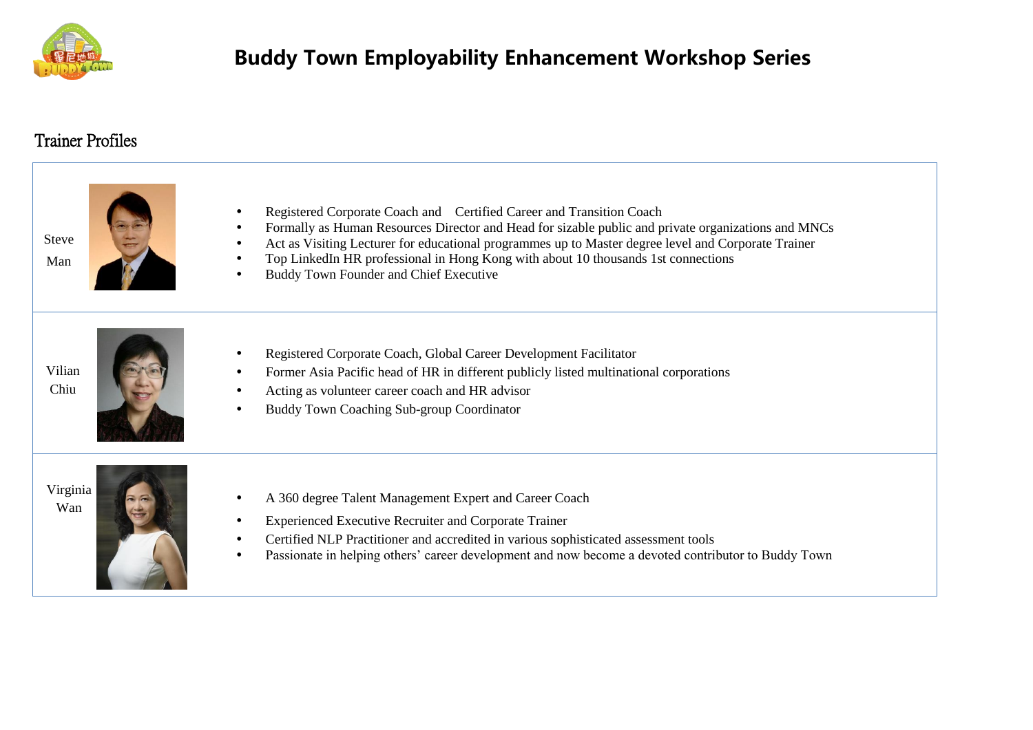# Buddy Town Employability Enhancement Workshop Series

## Trainer Profiles

| Name | Profile |
|---|---|
| Steve Man | • Registered Corporate Coach and Certified Career and Transition Coach<br>• Formally as Human Resources Director and Head for sizable public and private organizations and MNCs<br>• Act as Visiting Lecturer for educational programmes up to Master degree level and Corporate Trainer<br>• Top LinkedIn HR professional in Hong Kong with about 10 thousands 1st connections<br>• Buddy Town Founder and Chief Executive |
| Vilian Chiu | • Registered Corporate Coach, Global Career Development Facilitator<br>• Former Asia Pacific head of HR in different publicly listed multinational corporations<br>• Acting as volunteer career coach and HR advisor<br>• Buddy Town Coaching Sub-group Coordinator |
| Virginia Wan | • A 360 degree Talent Management Expert and Career Coach<br>• Experienced Executive Recruiter and Corporate Trainer<br>• Certified NLP Practitioner and accredited in various sophisticated assessment tools<br>• Passionate in helping others' career development and now become a devoted contributor to Buddy Town |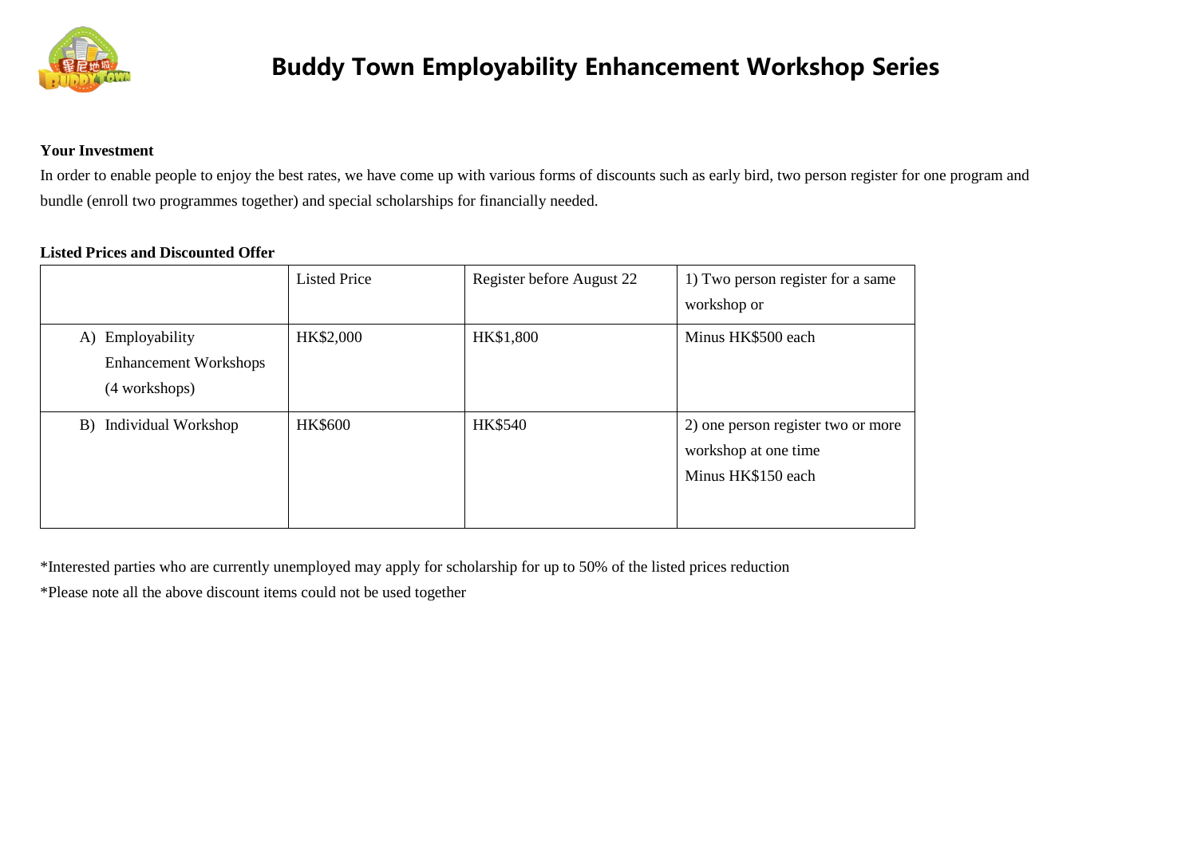# Buddy Town Employability Enhancement Workshop Series

**Your Investment**

In order to enable people to enjoy the best rates, we have come up with various forms of discounts such as early bird, two person register for one program and bundle (enroll two programmes together) and special scholarships for financially needed.

**Listed Prices and Discounted Offer**

| | Listed Price | Register before August 22 | 1) Two person register for a same workshop or |
|---|---|---|---|
| A) Employability Enhancement Workshops (4 workshops) | HK$2,000 | HK$1,800 | Minus HK$500 each |
| B) Individual Workshop | HK$600 | HK$540 | 2) one person register two or more workshop at one time Minus HK$150 each |

*Interested parties who are currently unemployed may apply for scholarship for up to 50% of the listed prices reduction

*Please note all the above discount items could not be used together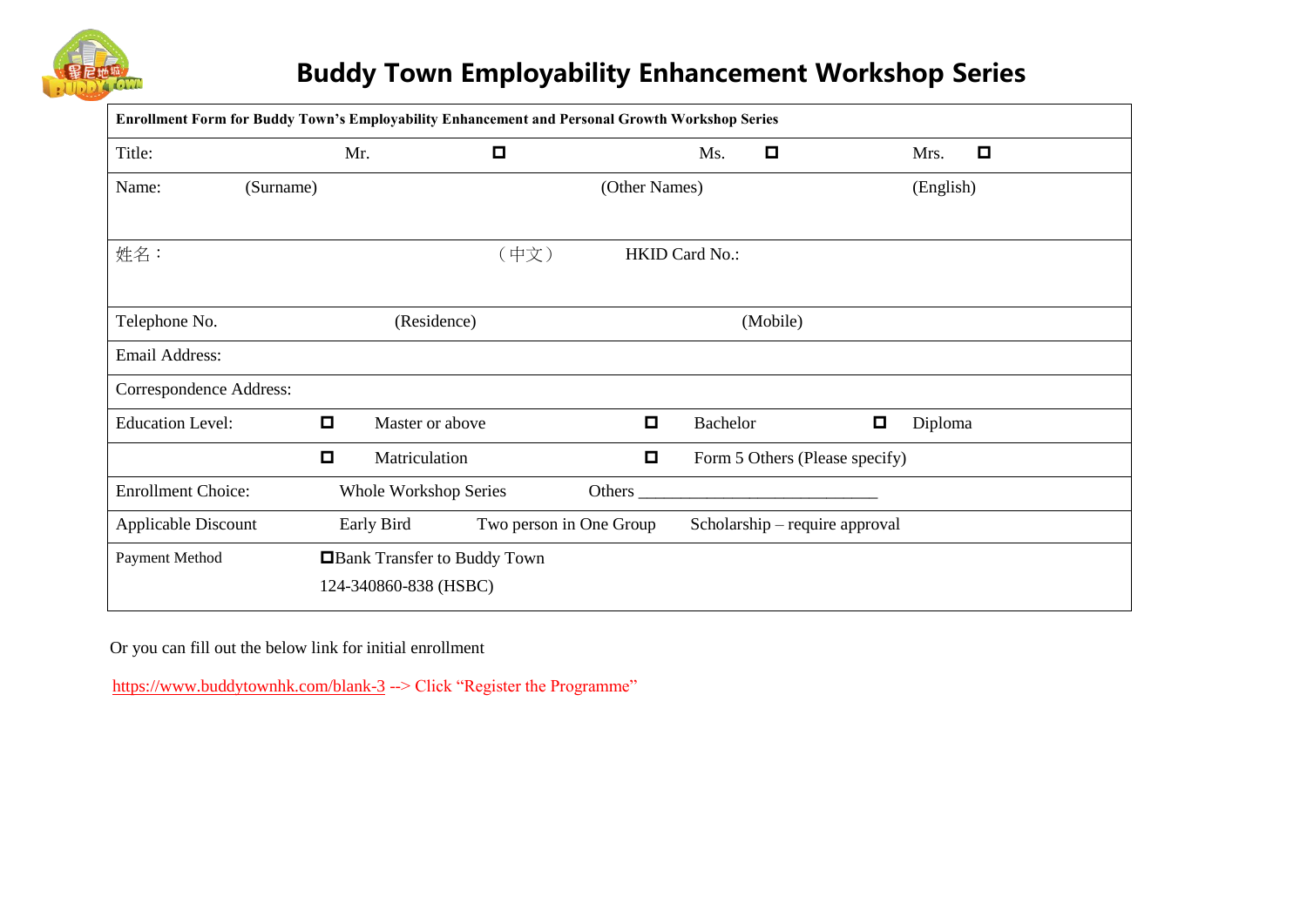# Buddy Town Employability Enhancement Workshop Series

| **Enrollment Form for Buddy Town's Employability Enhancement and Personal Growth Workshop Series** | | | | | | |
|---|---|---|---|---|---|---|
| Title: | Mr. | ☐ | Ms. | ☐ | Mrs. | ☐ |
| Name: | (Surname) | | (Other Names) | | (English) | |
| 姓名： | | （中文） | HKID Card No.: | | | |
| Telephone No. | (Residence) | | (Mobile) | | | |
| Email Address: | | | | | | |
| Correspondence Address: | | | | | | |
| Education Level: | ☐ | Master or above | ☐ | Bachelor | ☐ | Diploma |
| | ☐ | Matriculation | ☐ | Form 5 Others (Please specify) | | |
| Enrollment Choice: | Whole Workshop Series | | Others ____________________________ | | | |
| Applicable Discount | Early Bird | Two person in One Group | Scholarship – require approval | | | |
| Payment Method | ☐Bank Transfer to Buddy Town 124-340860-838 (HSBC) | | | | | |

Or you can fill out the below link for initial enrollment

https://www.buddytownhk.com/blank-3 --> Click "Register the Programme"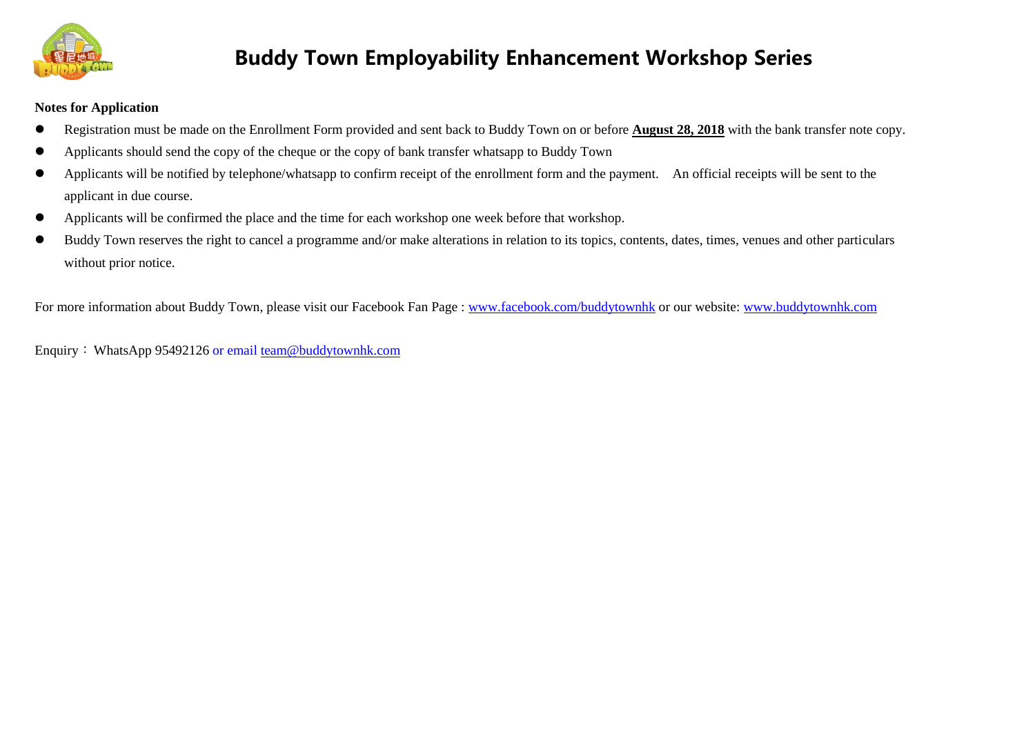# Buddy Town Employability Enhancement Workshop Series

**Notes for Application**

- Registration must be made on the Enrollment Form provided and sent back to Buddy Town on or before **August 28, 2018** with the bank transfer note copy.
- Applicants should send the copy of the cheque or the copy of bank transfer whatsapp to Buddy Town
- Applicants will be notified by telephone/whatsapp to confirm receipt of the enrollment form and the payment. An official receipts will be sent to the applicant in due course.
- Applicants will be confirmed the place and the time for each workshop one week before that workshop.
- Buddy Town reserves the right to cancel a programme and/or make alterations in relation to its topics, contents, dates, times, venues and other particulars without prior notice.

For more information about Buddy Town, please visit our Facebook Fan Page : www.facebook.com/buddytownhk or our website: www.buddytownhk.com

Enquiry： WhatsApp 95492126 or email team@buddytownhk.com